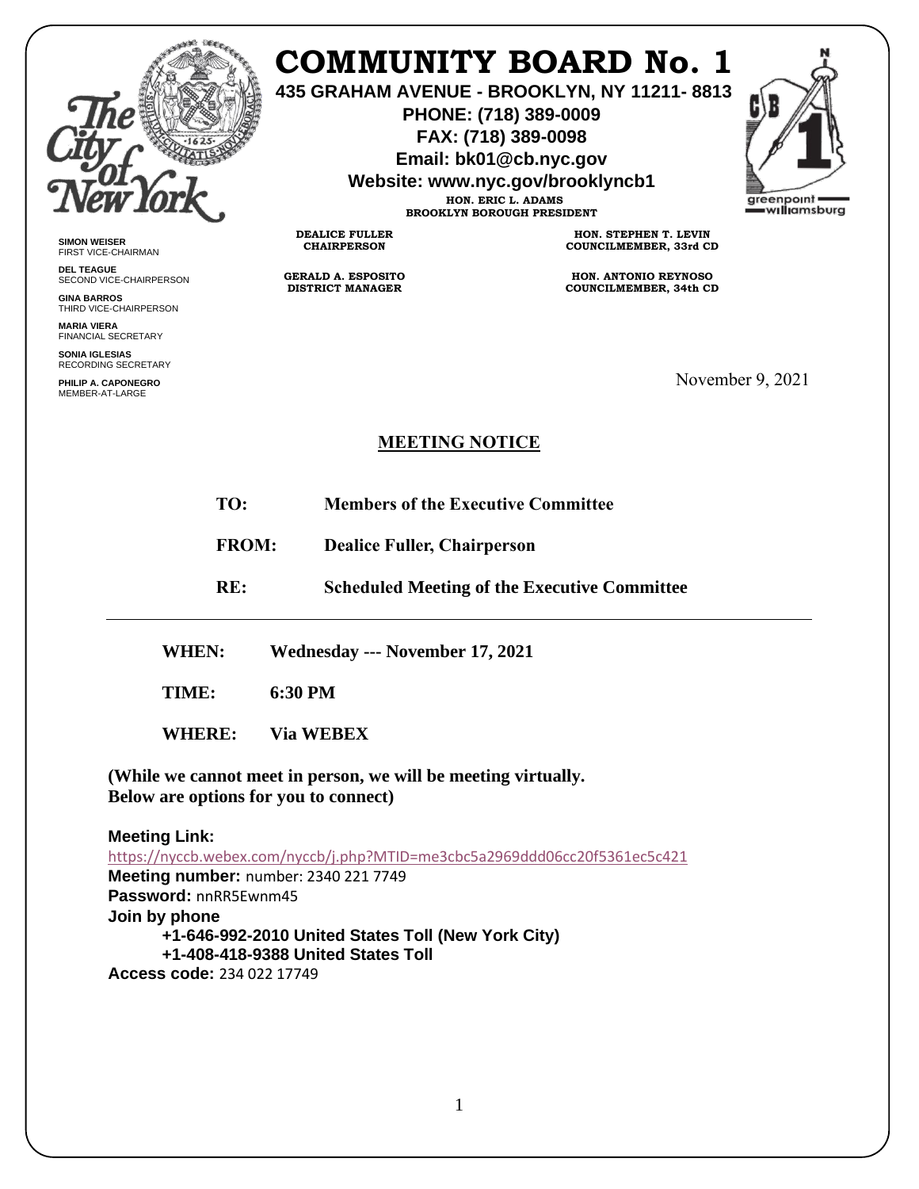# COMMUNITY BOARD No. 1

**435 GRAHAM AVENUE - BROOKLYN, NY 11211- 8813**
**PHONE: (718) 389-0009**
**FAX: (718) 389-0098**
**Email: bk01@cb.nyc.gov**
**Website: www.nyc.gov/brooklyncb1**

**HON. ERIC L. ADAMS**
**BROOKLYN BOROUGH PRESIDENT**

**DEALICE FULLER**
**CHAIRPERSON**

**GERALD A. ESPOSITO**
**DISTRICT MANAGER**

**HON. STEPHEN T. LEVIN**
**COUNCILMEMBER, 33rd CD**

**HON. ANTONIO REYNOSO**
**COUNCILMEMBER, 34th CD**

**SIMON WEISER**
FIRST VICE-CHAIRMAN

**DEL TEAGUE**
SECOND VICE-CHAIRPERSON

**GINA BARROS**
THIRD VICE-CHAIRPERSON

**MARIA VIERA**
FINANCIAL SECRETARY

**SONIA IGLESIAS**
RECORDING SECRETARY

**PHILIP A. CAPONEGRO**
MEMBER-AT-LARGE

November 9, 2021

## MEETING NOTICE

**TO:** **Members of the Executive Committee**

**FROM:** **Dealice Fuller, Chairperson**

**RE:** **Scheduled Meeting of the Executive Committee**

---

**WHEN:** **Wednesday --- November 17, 2021**

**TIME:** **6:30 PM**

**WHERE:** **Via WEBEX**

**(While we cannot meet in person, we will be meeting virtually. Below are options for you to connect)**

**Meeting Link:**
https://nyccb.webex.com/nyccb/j.php?MTID=me3cbc5a2969ddd06cc20f5361ec5c421
**Meeting number:** number: 2340 221 7749
**Password:** nnRR5Ewnm45
**Join by phone**
**+1-646-992-2010 United States Toll (New York City)**
**+1-408-418-9388 United States Toll**
**Access code:** 234 022 17749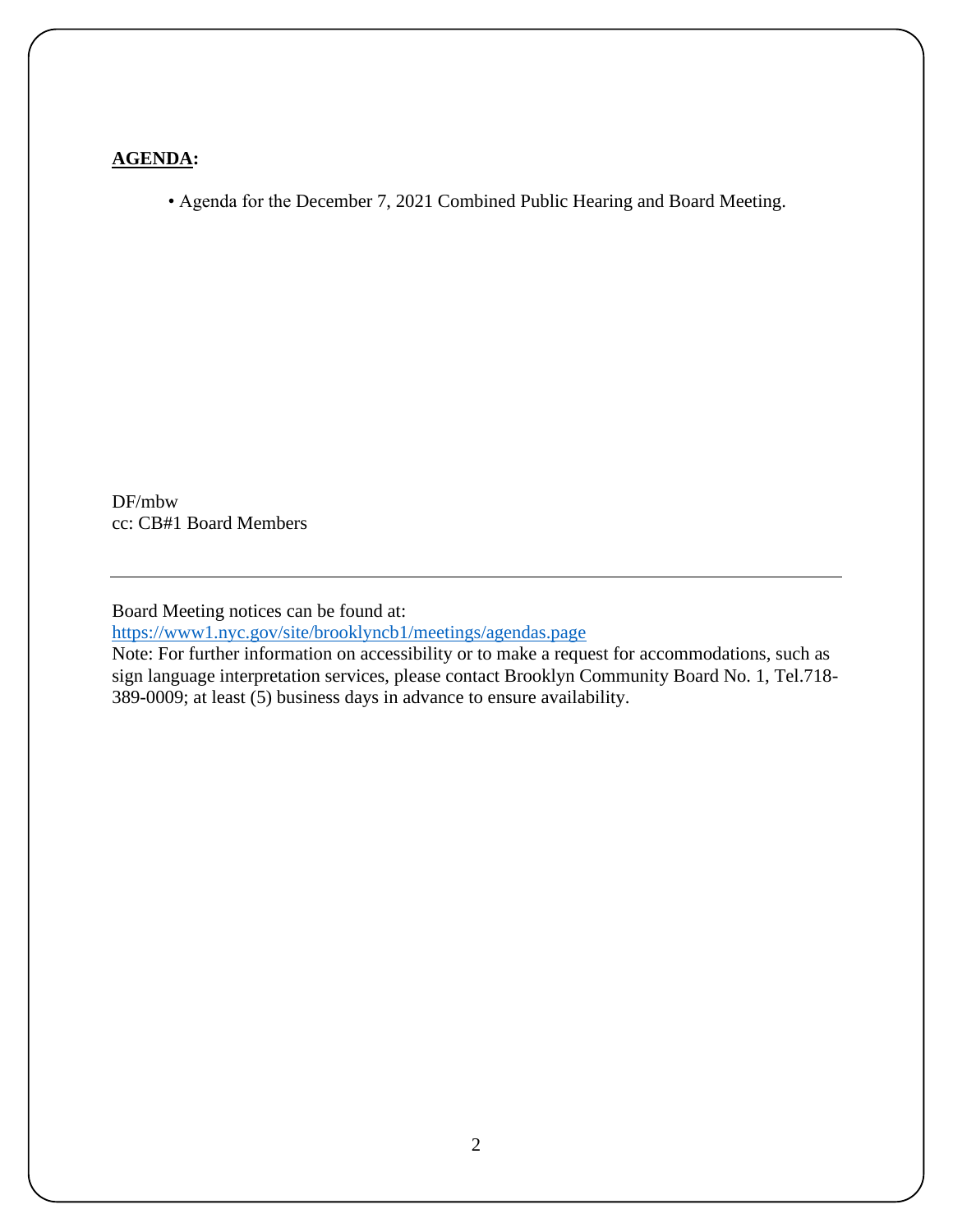**AGENDA:**

• Agenda for the December 7, 2021 Combined Public Hearing and Board Meeting.

DF/mbw
cc: CB#1 Board Members

---

Board Meeting notices can be found at:
https://www1.nyc.gov/site/brooklyncb1/meetings/agendas.page
Note: For further information on accessibility or to make a request for accommodations, such as sign language interpretation services, please contact Brooklyn Community Board No. 1, Tel.718-389-0009; at least (5) business days in advance to ensure availability.